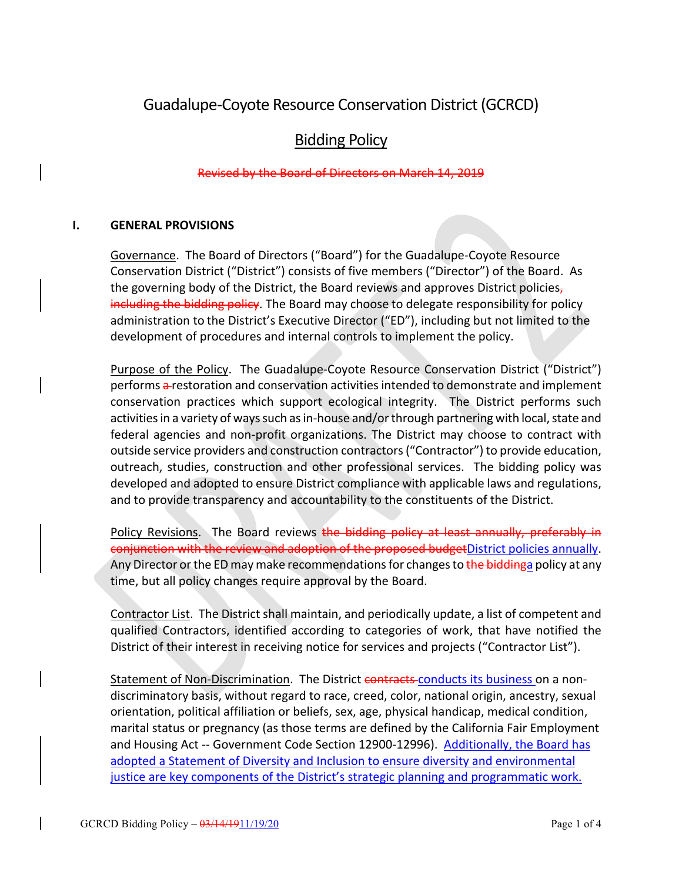# Guadalupe-Coyote Resource Conservation District (GCRCD)

## Bidding Policy

~~Revised by the Board of Directors on March 14, 2019~~

### I. GENERAL PROVISIONS

Governance. The Board of Directors ("Board") for the Guadalupe-Coyote Resource Conservation District ("District") consists of five members ("Director") of the Board. As the governing body of the District, the Board reviews and approves District policies~~, including the bidding policy~~. The Board may choose to delegate responsibility for policy administration to the District's Executive Director ("ED"), including but not limited to the development of procedures and internal controls to implement the policy.

Purpose of the Policy. The Guadalupe-Coyote Resource Conservation District ("District") performs ~~a~~ restoration and conservation activities intended to demonstrate and implement conservation practices which support ecological integrity. The District performs such activities in a variety of ways such as in-house and/or through partnering with local, state and federal agencies and non-profit organizations. The District may choose to contract with outside service providers and construction contractors ("Contractor") to provide education, outreach, studies, construction and other professional services. The bidding policy was developed and adopted to ensure District compliance with applicable laws and regulations, and to provide transparency and accountability to the constituents of the District.

Policy Revisions. The Board reviews ~~the bidding policy at least annually, preferably in conjunction with the review and adoption of the proposed budget~~District policies annually. Any Director or the ED may make recommendations for changes to ~~the bidding~~a policy at any time, but all policy changes require approval by the Board.

Contractor List. The District shall maintain, and periodically update, a list of competent and qualified Contractors, identified according to categories of work, that have notified the District of their interest in receiving notice for services and projects ("Contractor List").

Statement of Non-Discrimination. The District ~~contracts~~ conducts its business on a non-discriminatory basis, without regard to race, creed, color, national origin, ancestry, sexual orientation, political affiliation or beliefs, sex, age, physical handicap, medical condition, marital status or pregnancy (as those terms are defined by the California Fair Employment and Housing Act -- Government Code Section 12900-12996). Additionally, the Board has adopted a Statement of Diversity and Inclusion to ensure diversity and environmental justice are key components of the District's strategic planning and programmatic work.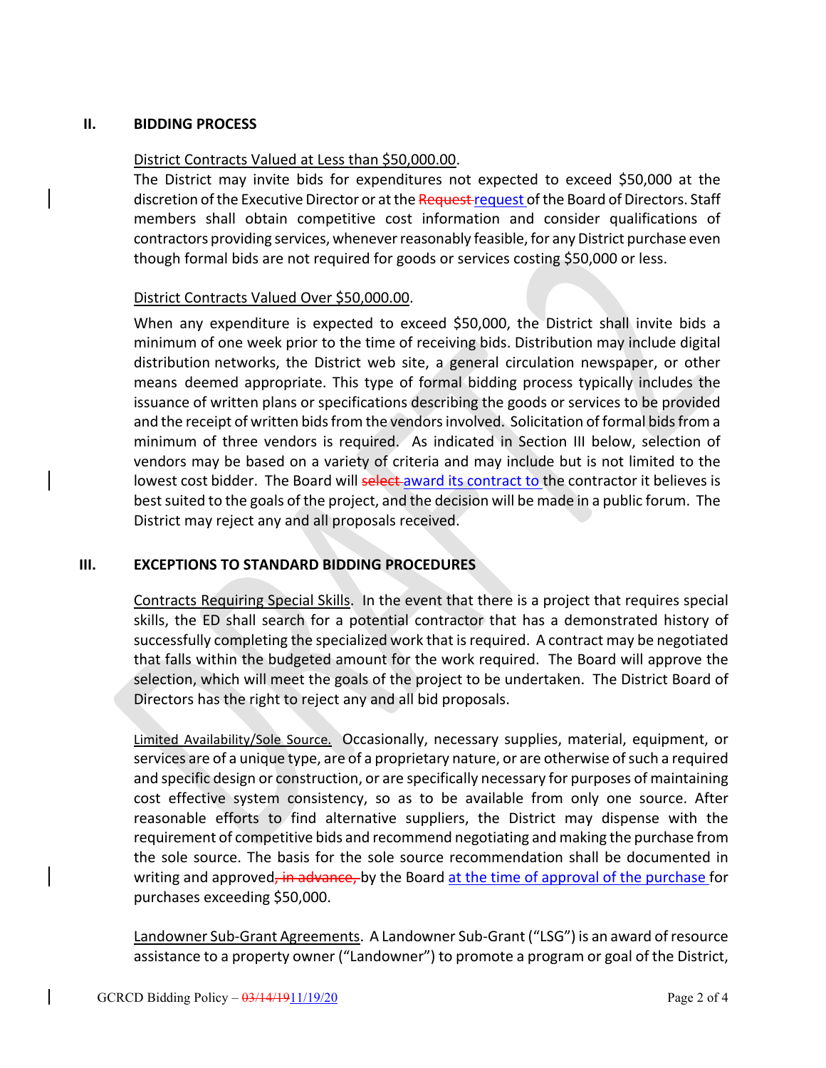## II. BIDDING PROCESS

District Contracts Valued at Less than $50,000.00.

The District may invite bids for expenditures not expected to exceed $50,000 at the discretion of the Executive Director or at the ~~Request~~ request of the Board of Directors. Staff members shall obtain competitive cost information and consider qualifications of contractors providing services, whenever reasonably feasible, for any District purchase even though formal bids are not required for goods or services costing $50,000 or less.

District Contracts Valued Over $50,000.00.

When any expenditure is expected to exceed $50,000, the District shall invite bids a minimum of one week prior to the time of receiving bids. Distribution may include digital distribution networks, the District web site, a general circulation newspaper, or other means deemed appropriate. This type of formal bidding process typically includes the issuance of written plans or specifications describing the goods or services to be provided and the receipt of written bids from the vendors involved. Solicitation of formal bids from a minimum of three vendors is required. As indicated in Section III below, selection of vendors may be based on a variety of criteria and may include but is not limited to the lowest cost bidder. The Board will ~~select~~ award its contract to the contractor it believes is best suited to the goals of the project, and the decision will be made in a public forum. The District may reject any and all proposals received.

## III. EXCEPTIONS TO STANDARD BIDDING PROCEDURES

Contracts Requiring Special Skills. In the event that there is a project that requires special skills, the ED shall search for a potential contractor that has a demonstrated history of successfully completing the specialized work that is required. A contract may be negotiated that falls within the budgeted amount for the work required. The Board will approve the selection, which will meet the goals of the project to be undertaken. The District Board of Directors has the right to reject any and all bid proposals.

Limited Availability/Sole Source. Occasionally, necessary supplies, material, equipment, or services are of a unique type, are of a proprietary nature, or are otherwise of such a required and specific design or construction, or are specifically necessary for purposes of maintaining cost effective system consistency, so as to be available from only one source. After reasonable efforts to find alternative suppliers, the District may dispense with the requirement of competitive bids and recommend negotiating and making the purchase from the sole source. The basis for the sole source recommendation shall be documented in writing and approved~~, in advance,~~ by the Board at the time of approval of the purchase for purchases exceeding $50,000.

Landowner Sub-Grant Agreements. A Landowner Sub-Grant ("LSG") is an award of resource assistance to a property owner ("Landowner") to promote a program or goal of the District,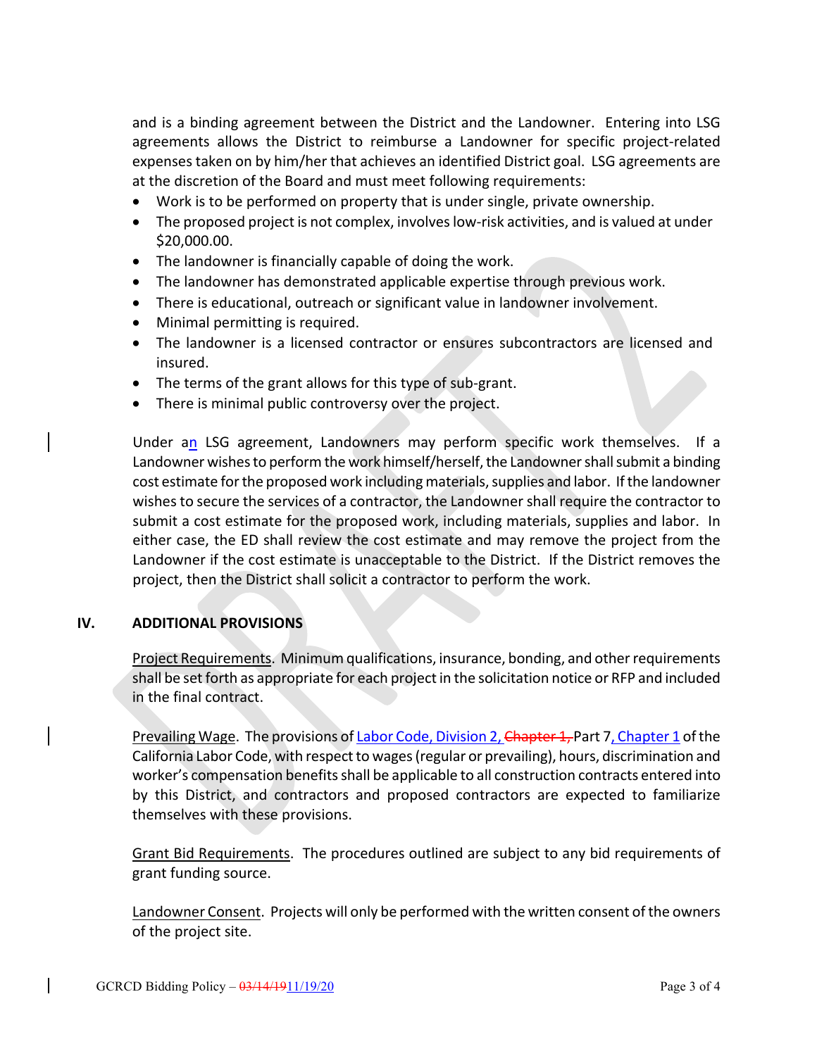and is a binding agreement between the District and the Landowner. Entering into LSG agreements allows the District to reimburse a Landowner for specific project-related expenses taken on by him/her that achieves an identified District goal. LSG agreements are at the discretion of the Board and must meet following requirements:

- Work is to be performed on property that is under single, private ownership.
- The proposed project is not complex, involves low-risk activities, and is valued at under $20,000.00.
- The landowner is financially capable of doing the work.
- The landowner has demonstrated applicable expertise through previous work.
- There is educational, outreach or significant value in landowner involvement.
- Minimal permitting is required.
- The landowner is a licensed contractor or ensures subcontractors are licensed and insured.
- The terms of the grant allows for this type of sub-grant.
- There is minimal public controversy over the project.

Under an LSG agreement, Landowners may perform specific work themselves. If a Landowner wishes to perform the work himself/herself, the Landowner shall submit a binding cost estimate for the proposed work including materials, supplies and labor. If the landowner wishes to secure the services of a contractor, the Landowner shall require the contractor to submit a cost estimate for the proposed work, including materials, supplies and labor. In either case, the ED shall review the cost estimate and may remove the project from the Landowner if the cost estimate is unacceptable to the District. If the District removes the project, then the District shall solicit a contractor to perform the work.

## IV. ADDITIONAL PROVISIONS

Project Requirements. Minimum qualifications, insurance, bonding, and other requirements shall be set forth as appropriate for each project in the solicitation notice or RFP and included in the final contract.

Prevailing Wage. The provisions of Labor Code, Division 2, ~~Chapter 1,~~ Part 7, Chapter 1 of the California Labor Code, with respect to wages (regular or prevailing), hours, discrimination and worker's compensation benefits shall be applicable to all construction contracts entered into by this District, and contractors and proposed contractors are expected to familiarize themselves with these provisions.

Grant Bid Requirements. The procedures outlined are subject to any bid requirements of grant funding source.

Landowner Consent. Projects will only be performed with the written consent of the owners of the project site.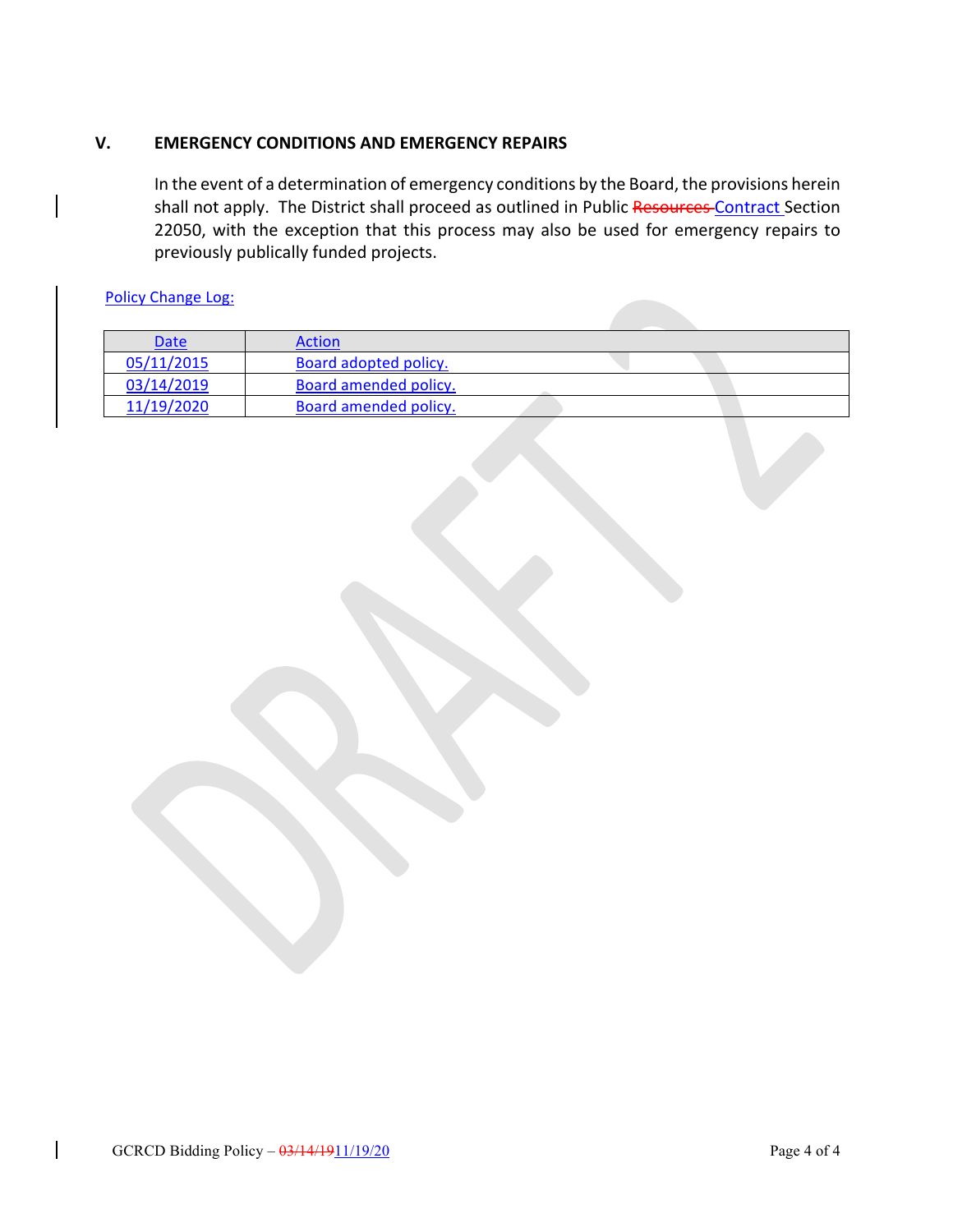## V. EMERGENCY CONDITIONS AND EMERGENCY REPAIRS

In the event of a determination of emergency conditions by the Board, the provisions herein shall not apply. The District shall proceed as outlined in Public ~~Resources~~ Contract Section 22050, with the exception that this process may also be used for emergency repairs to previously publically funded projects.

Policy Change Log:

| Date | Action |
|---|---|
| 05/11/2015 | Board adopted policy. |
| 03/14/2019 | Board amended policy. |
| 11/19/2020 | Board amended policy. |